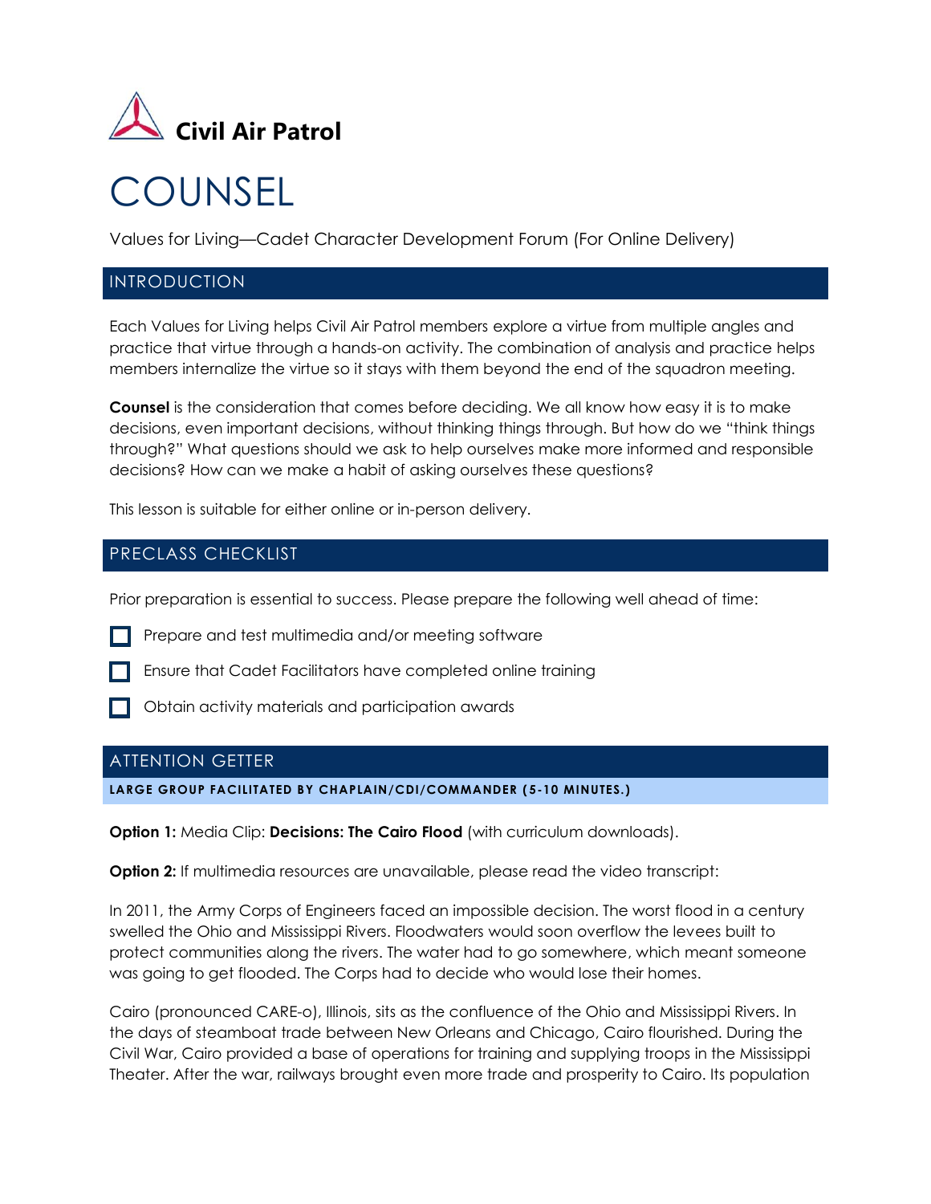Civil Air Patrol

# COUNSEL

Values for Living—Cadet Character Development Forum (For Online Delivery)

## INTRODUCTION

Each Values for Living helps Civil Air Patrol members explore a virtue from multiple angles and practice that virtue through a hands-on activity. The combination of analysis and practice helps members internalize the virtue so it stays with them beyond the end of the squadron meeting.

**Counsel** is the consideration that comes before deciding. We all know how easy it is to make decisions, even important decisions, without thinking things through. But how do we "think things through?" What questions should we ask to help ourselves make more informed and responsible decisions? How can we make a habit of asking ourselves these questions?

This lesson is suitable for either online or in-person delivery.

## PRECLASS CHECKLIST

Prior preparation is essential to success. Please prepare the following well ahead of time:

- [ ] Prepare and test multimedia and/or meeting software
- [ ] Ensure that Cadet Facilitators have completed online training
- [ ] Obtain activity materials and participation awards

## ATTENTION GETTER

**LARGE GROUP FACILITATED BY CHAPLAIN/CDI/COMMANDER (5-10 MINUTES.)**

**Option 1:** Media Clip: **Decisions: The Cairo Flood** (with curriculum downloads).

**Option 2:** If multimedia resources are unavailable, please read the video transcript:

In 2011, the Army Corps of Engineers faced an impossible decision. The worst flood in a century swelled the Ohio and Mississippi Rivers. Floodwaters would soon overflow the levees built to protect communities along the rivers. The water had to go somewhere, which meant someone was going to get flooded. The Corps had to decide who would lose their homes.

Cairo (pronounced CARE-o), Illinois, sits as the confluence of the Ohio and Mississippi Rivers. In the days of steamboat trade between New Orleans and Chicago, Cairo flourished. During the Civil War, Cairo provided a base of operations for training and supplying troops in the Mississippi Theater. After the war, railways brought even more trade and prosperity to Cairo. Its population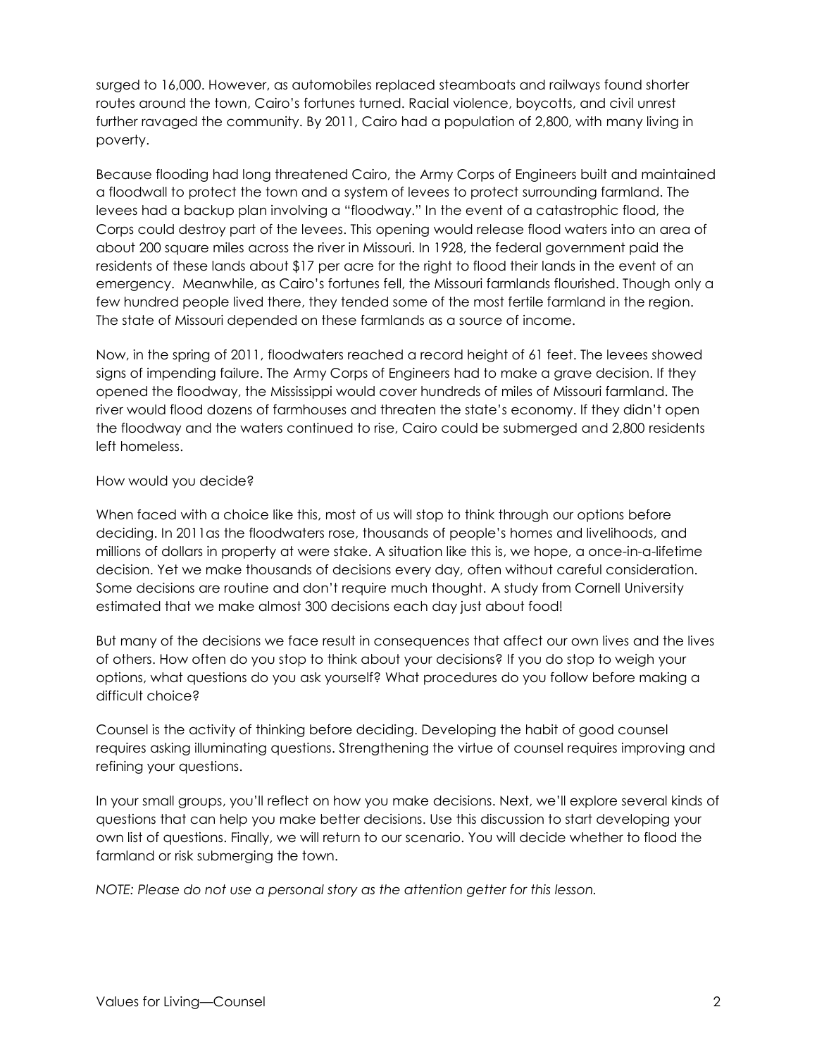surged to 16,000. However, as automobiles replaced steamboats and railways found shorter routes around the town, Cairo's fortunes turned. Racial violence, boycotts, and civil unrest further ravaged the community. By 2011, Cairo had a population of 2,800, with many living in poverty.

Because flooding had long threatened Cairo, the Army Corps of Engineers built and maintained a floodwall to protect the town and a system of levees to protect surrounding farmland. The levees had a backup plan involving a "floodway." In the event of a catastrophic flood, the Corps could destroy part of the levees. This opening would release flood waters into an area of about 200 square miles across the river in Missouri. In 1928, the federal government paid the residents of these lands about $17 per acre for the right to flood their lands in the event of an emergency. Meanwhile, as Cairo's fortunes fell, the Missouri farmlands flourished. Though only a few hundred people lived there, they tended some of the most fertile farmland in the region. The state of Missouri depended on these farmlands as a source of income.

Now, in the spring of 2011, floodwaters reached a record height of 61 feet. The levees showed signs of impending failure. The Army Corps of Engineers had to make a grave decision. If they opened the floodway, the Mississippi would cover hundreds of miles of Missouri farmland. The river would flood dozens of farmhouses and threaten the state's economy. If they didn't open the floodway and the waters continued to rise, Cairo could be submerged and 2,800 residents left homeless.

How would you decide?

When faced with a choice like this, most of us will stop to think through our options before deciding. In 2011as the floodwaters rose, thousands of people's homes and livelihoods, and millions of dollars in property at were stake. A situation like this is, we hope, a once-in-a-lifetime decision. Yet we make thousands of decisions every day, often without careful consideration. Some decisions are routine and don't require much thought. A study from Cornell University estimated that we make almost 300 decisions each day just about food!

But many of the decisions we face result in consequences that affect our own lives and the lives of others. How often do you stop to think about your decisions? If you do stop to weigh your options, what questions do you ask yourself? What procedures do you follow before making a difficult choice?

Counsel is the activity of thinking before deciding. Developing the habit of good counsel requires asking illuminating questions. Strengthening the virtue of counsel requires improving and refining your questions.

In your small groups, you'll reflect on how you make decisions. Next, we'll explore several kinds of questions that can help you make better decisions. Use this discussion to start developing your own list of questions. Finally, we will return to our scenario. You will decide whether to flood the farmland or risk submerging the town.

*NOTE: Please do not use a personal story as the attention getter for this lesson.*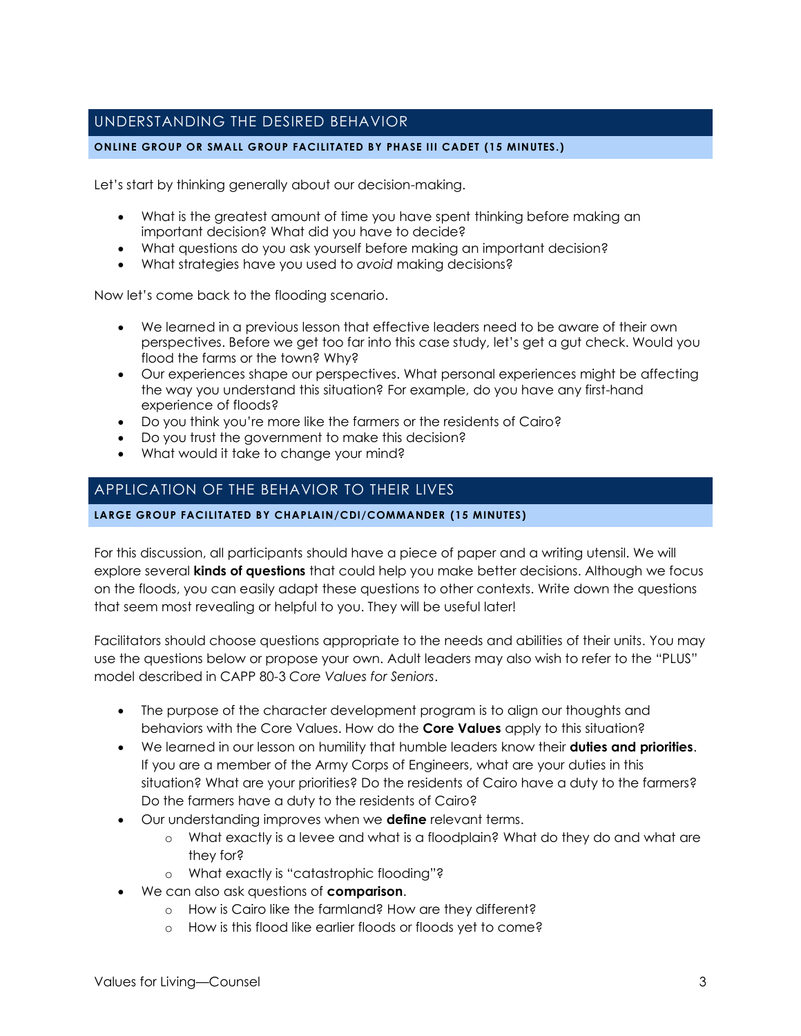## UNDERSTANDING THE DESIRED BEHAVIOR

**ONLINE GROUP OR SMALL GROUP FACILITATED BY PHASE III CADET (15 MINUTES.)**

Let's start by thinking generally about our decision-making.

- What is the greatest amount of time you have spent thinking before making an important decision? What did you have to decide?
- What questions do you ask yourself before making an important decision?
- What strategies have you used to *avoid* making decisions?

Now let's come back to the flooding scenario.

- We learned in a previous lesson that effective leaders need to be aware of their own perspectives. Before we get too far into this case study, let's get a gut check. Would you flood the farms or the town? Why?
- Our experiences shape our perspectives. What personal experiences might be affecting the way you understand this situation? For example, do you have any first-hand experience of floods?
- Do you think you're more like the farmers or the residents of Cairo?
- Do you trust the government to make this decision?
- What would it take to change your mind?

## APPLICATION OF THE BEHAVIOR TO THEIR LIVES

**LARGE GROUP FACILITATED BY CHAPLAIN/CDI/COMMANDER (15 MINUTES)**

For this discussion, all participants should have a piece of paper and a writing utensil. We will explore several **kinds of questions** that could help you make better decisions. Although we focus on the floods, you can easily adapt these questions to other contexts. Write down the questions that seem most revealing or helpful to you. They will be useful later!

Facilitators should choose questions appropriate to the needs and abilities of their units. You may use the questions below or propose your own. Adult leaders may also wish to refer to the "PLUS" model described in CAPP 80-3 *Core Values for Seniors*.

- The purpose of the character development program is to align our thoughts and behaviors with the Core Values. How do the **Core Values** apply to this situation?
- We learned in our lesson on humility that humble leaders know their **duties and priorities**. If you are a member of the Army Corps of Engineers, what are your duties in this situation? What are your priorities? Do the residents of Cairo have a duty to the farmers? Do the farmers have a duty to the residents of Cairo?
- Our understanding improves when we **define** relevant terms.
  - What exactly is a levee and what is a floodplain? What do they do and what are they for?
  - What exactly is "catastrophic flooding"?
- We can also ask questions of **comparison**.
  - How is Cairo like the farmland? How are they different?
  - How is this flood like earlier floods or floods yet to come?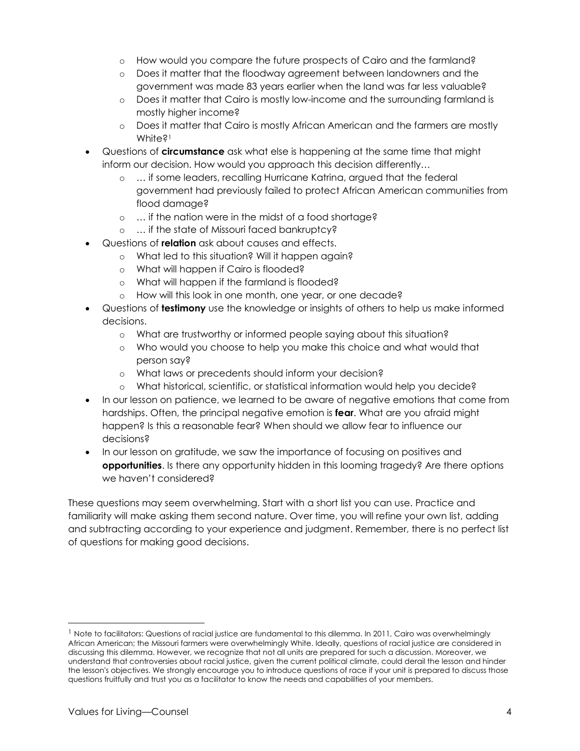- How would you compare the future prospects of Cairo and the farmland?
  - Does it matter that the floodway agreement between landowners and the government was made 83 years earlier when the land was far less valuable?
  - Does it matter that Cairo is mostly low-income and the surrounding farmland is mostly higher income?
  - Does it matter that Cairo is mostly African American and the farmers are mostly White?[1]
- Questions of **circumstance** ask what else is happening at the same time that might inform our decision. How would you approach this decision differently…
  - … if some leaders, recalling Hurricane Katrina, argued that the federal government had previously failed to protect African American communities from flood damage?
  - … if the nation were in the midst of a food shortage?
  - … if the state of Missouri faced bankruptcy?
- Questions of **relation** ask about causes and effects.
  - What led to this situation? Will it happen again?
  - What will happen if Cairo is flooded?
  - What will happen if the farmland is flooded?
  - How will this look in one month, one year, or one decade?
- Questions of **testimony** use the knowledge or insights of others to help us make informed decisions.
  - What are trustworthy or informed people saying about this situation?
  - Who would you choose to help you make this choice and what would that person say?
  - What laws or precedents should inform your decision?
  - What historical, scientific, or statistical information would help you decide?
- In our lesson on patience, we learned to be aware of negative emotions that come from hardships. Often, the principal negative emotion is **fear**. What are you afraid might happen? Is this a reasonable fear? When should we allow fear to influence our decisions?
- In our lesson on gratitude, we saw the importance of focusing on positives and **opportunities**. Is there any opportunity hidden in this looming tragedy? Are there options we haven't considered?

These questions may seem overwhelming. Start with a short list you can use. Practice and familiarity will make asking them second nature. Over time, you will refine your own list, adding and subtracting according to your experience and judgment. Remember, there is no perfect list of questions for making good decisions.

---

[1] Note to facilitators: Questions of racial justice are fundamental to this dilemma. In 2011, Cairo was overwhelmingly African American; the Missouri farmers were overwhelmingly White. Ideally, questions of racial justice are considered in discussing this dilemma. However, we recognize that not all units are prepared for such a discussion. Moreover, we understand that controversies about racial justice, given the current political climate, could derail the lesson and hinder the lesson's objectives. We strongly encourage you to introduce questions of race if your unit is prepared to discuss those questions fruitfully and trust you as a facilitator to know the needs and capabilities of your members.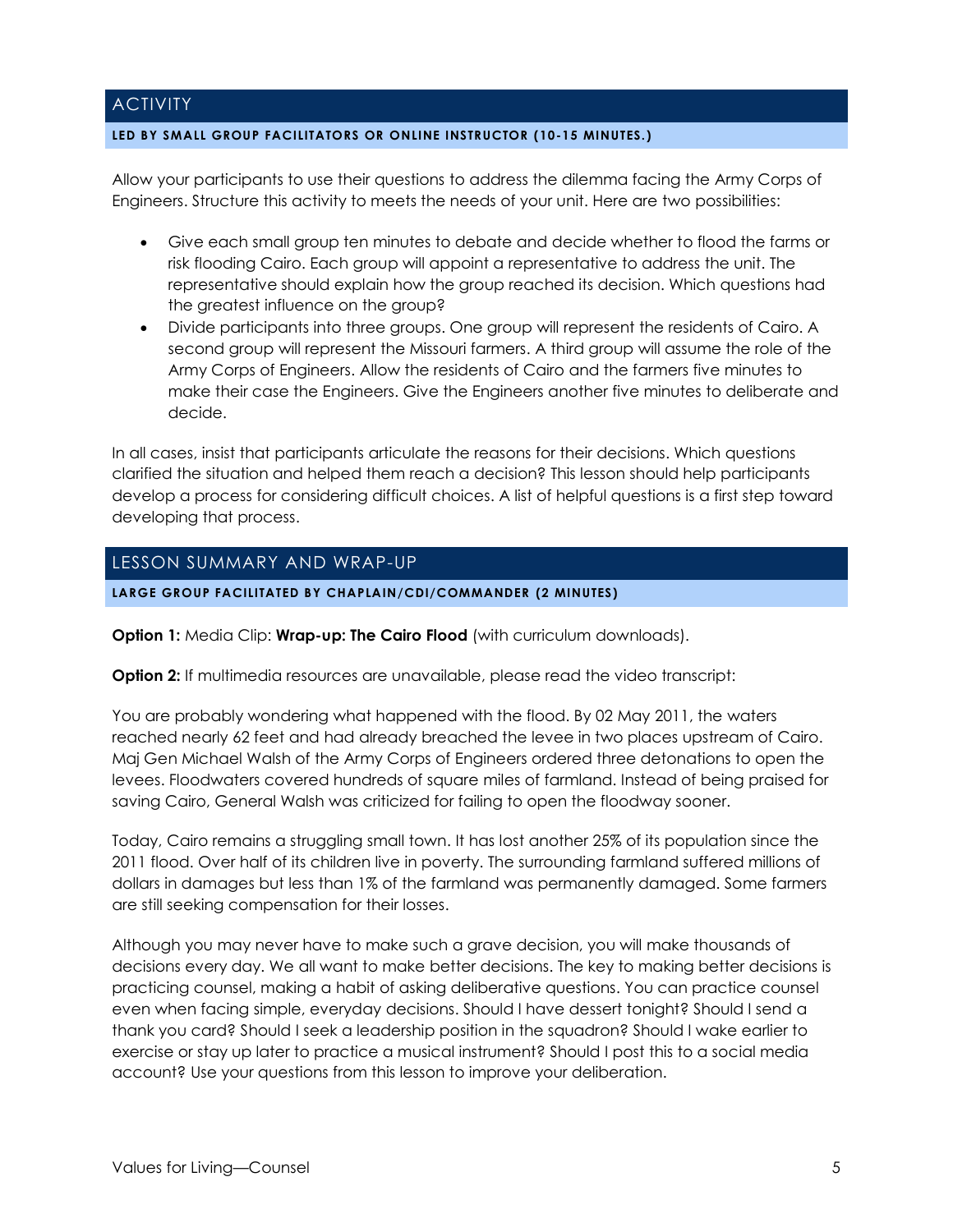## ACTIVITY

**LED BY SMALL GROUP FACILITATORS OR ONLINE INSTRUCTOR (10-15 MINUTES.)**

Allow your participants to use their questions to address the dilemma facing the Army Corps of Engineers. Structure this activity to meets the needs of your unit. Here are two possibilities:

- Give each small group ten minutes to debate and decide whether to flood the farms or risk flooding Cairo. Each group will appoint a representative to address the unit. The representative should explain how the group reached its decision. Which questions had the greatest influence on the group?
- Divide participants into three groups. One group will represent the residents of Cairo. A second group will represent the Missouri farmers. A third group will assume the role of the Army Corps of Engineers. Allow the residents of Cairo and the farmers five minutes to make their case the Engineers. Give the Engineers another five minutes to deliberate and decide.

In all cases, insist that participants articulate the reasons for their decisions. Which questions clarified the situation and helped them reach a decision? This lesson should help participants develop a process for considering difficult choices. A list of helpful questions is a first step toward developing that process.

## LESSON SUMMARY AND WRAP-UP

**LARGE GROUP FACILITATED BY CHAPLAIN/CDI/COMMANDER (2 MINUTES)**

**Option 1:** Media Clip: **Wrap-up: The Cairo Flood** (with curriculum downloads).

**Option 2:** If multimedia resources are unavailable, please read the video transcript:

You are probably wondering what happened with the flood. By 02 May 2011, the waters reached nearly 62 feet and had already breached the levee in two places upstream of Cairo. Maj Gen Michael Walsh of the Army Corps of Engineers ordered three detonations to open the levees. Floodwaters covered hundreds of square miles of farmland. Instead of being praised for saving Cairo, General Walsh was criticized for failing to open the floodway sooner.

Today, Cairo remains a struggling small town. It has lost another 25% of its population since the 2011 flood. Over half of its children live in poverty. The surrounding farmland suffered millions of dollars in damages but less than 1% of the farmland was permanently damaged. Some farmers are still seeking compensation for their losses.

Although you may never have to make such a grave decision, you will make thousands of decisions every day. We all want to make better decisions. The key to making better decisions is practicing counsel, making a habit of asking deliberative questions. You can practice counsel even when facing simple, everyday decisions. Should I have dessert tonight? Should I send a thank you card? Should I seek a leadership position in the squadron? Should I wake earlier to exercise or stay up later to practice a musical instrument? Should I post this to a social media account? Use your questions from this lesson to improve your deliberation.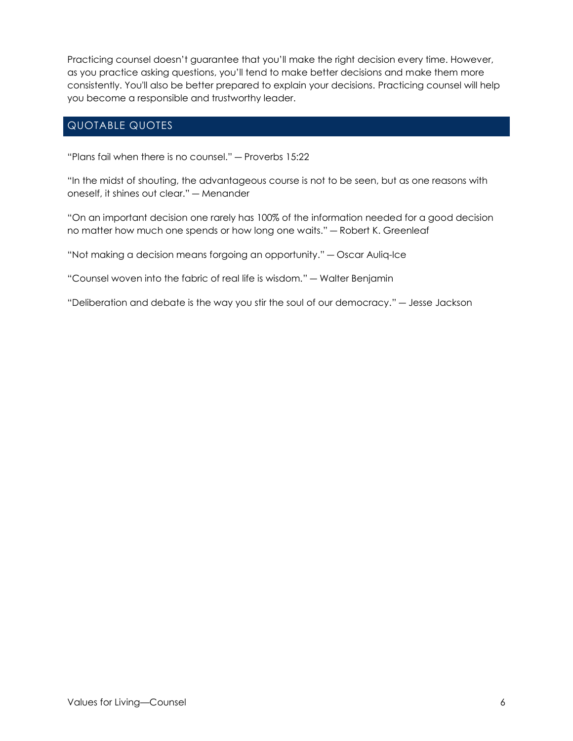Practicing counsel doesn't guarantee that you'll make the right decision every time. However, as you practice asking questions, you'll tend to make better decisions and make them more consistently. You'll also be better prepared to explain your decisions. Practicing counsel will help you become a responsible and trustworthy leader.

## QUOTABLE QUOTES

"Plans fail when there is no counsel." — Proverbs 15:22

"In the midst of shouting, the advantageous course is not to be seen, but as one reasons with oneself, it shines out clear." — Menander

"On an important decision one rarely has 100% of the information needed for a good decision no matter how much one spends or how long one waits." — Robert K. Greenleaf

"Not making a decision means forgoing an opportunity." — Oscar Auliq-Ice

"Counsel woven into the fabric of real life is wisdom." — Walter Benjamin

"Deliberation and debate is the way you stir the soul of our democracy." — Jesse Jackson